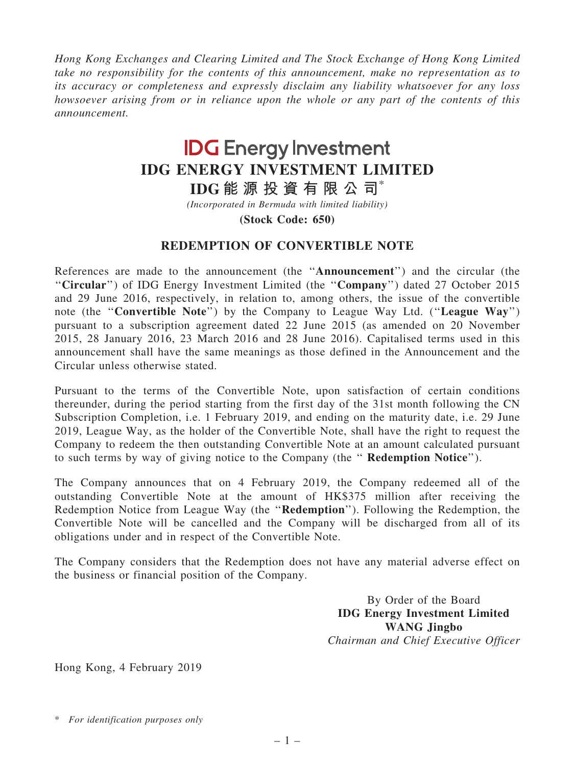*Hong Kong Exchanges and Clearing Limited and The Stock Exchange of Hong Kong Limited take no responsibility for the contents of this announcement, make no representation as to its accuracy or completeness and expressly disclaim any liability whatsoever for any loss howsoever arising from or in reliance upon the whole or any part of the contents of this announcement.*

IDG Energy Investment

# IDG ENERGY INVESTMENT LIMITED

# IDG能源投資有限公司*

*(Incorporated in Bermuda with limited liability)*

**(Stock Code: 650)**

## REDEMPTION OF CONVERTIBLE NOTE

References are made to the announcement (the "**Announcement**") and the circular (the "**Circular**") of IDG Energy Investment Limited (the "**Company**") dated 27 October 2015 and 29 June 2016, respectively, in relation to, among others, the issue of the convertible note (the "**Convertible Note**") by the Company to League Way Ltd. ("**League Way**") pursuant to a subscription agreement dated 22 June 2015 (as amended on 20 November 2015, 28 January 2016, 23 March 2016 and 28 June 2016). Capitalised terms used in this announcement shall have the same meanings as those defined in the Announcement and the Circular unless otherwise stated.

Pursuant to the terms of the Convertible Note, upon satisfaction of certain conditions thereunder, during the period starting from the first day of the 31st month following the CN Subscription Completion, i.e. 1 February 2019, and ending on the maturity date, i.e. 29 June 2019, League Way, as the holder of the Convertible Note, shall have the right to request the Company to redeem the then outstanding Convertible Note at an amount calculated pursuant to such terms by way of giving notice to the Company (the " **Redemption Notice**").

The Company announces that on 4 February 2019, the Company redeemed all of the outstanding Convertible Note at the amount of HK$375 million after receiving the Redemption Notice from League Way (the "**Redemption**"). Following the Redemption, the Convertible Note will be cancelled and the Company will be discharged from all of its obligations under and in respect of the Convertible Note.

The Company considers that the Redemption does not have any material adverse effect on the business or financial position of the Company.

By Order of the Board
**IDG Energy Investment Limited**
**WANG Jingbo**
*Chairman and Chief Executive Officer*

Hong Kong, 4 February 2019

\* *For identification purposes only*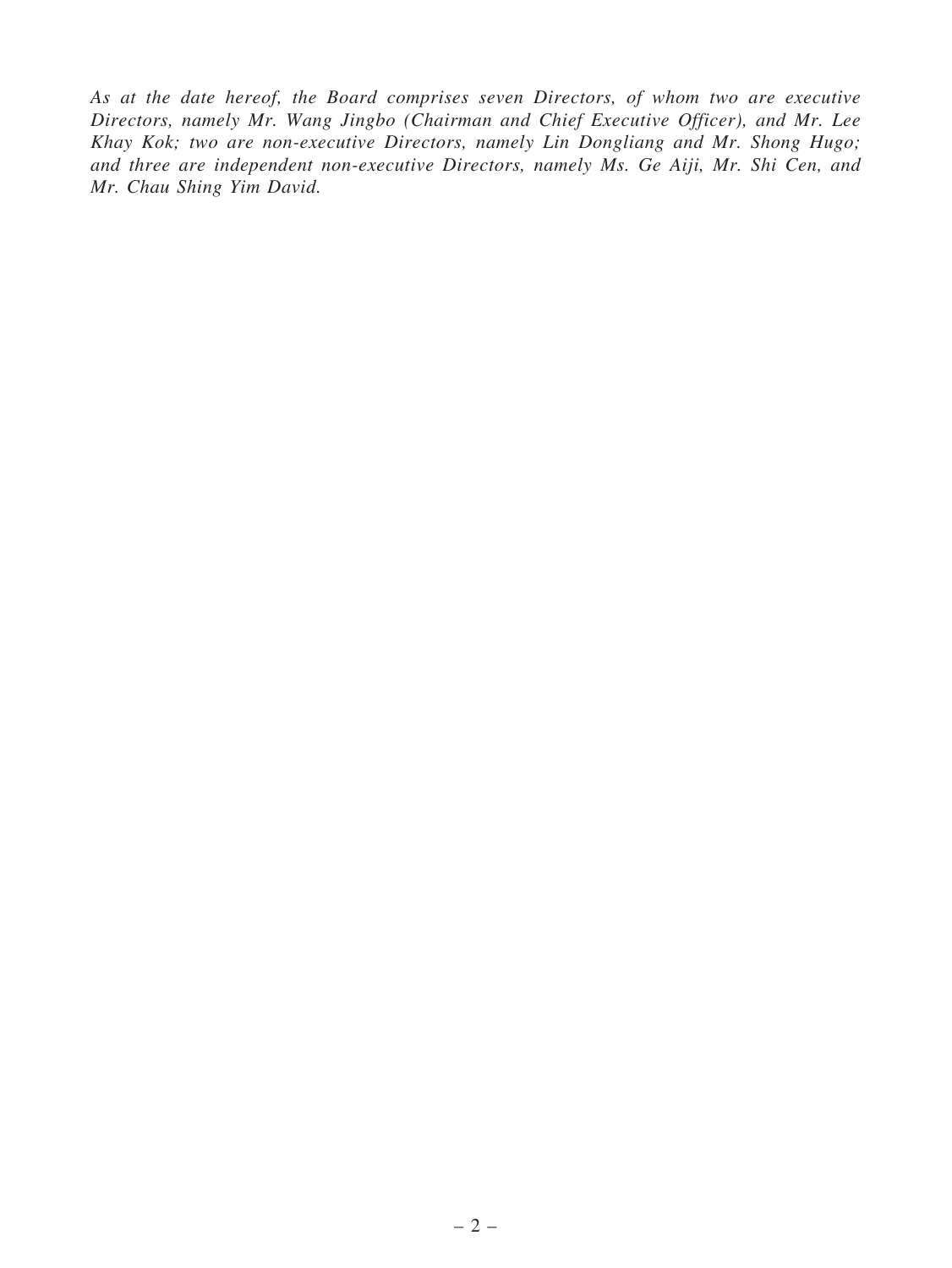*As at the date hereof, the Board comprises seven Directors, of whom two are executive Directors, namely Mr. Wang Jingbo (Chairman and Chief Executive Officer), and Mr. Lee Khay Kok; two are non-executive Directors, namely Lin Dongliang and Mr. Shong Hugo; and three are independent non-executive Directors, namely Ms. Ge Aiji, Mr. Shi Cen, and Mr. Chau Shing Yim David.*